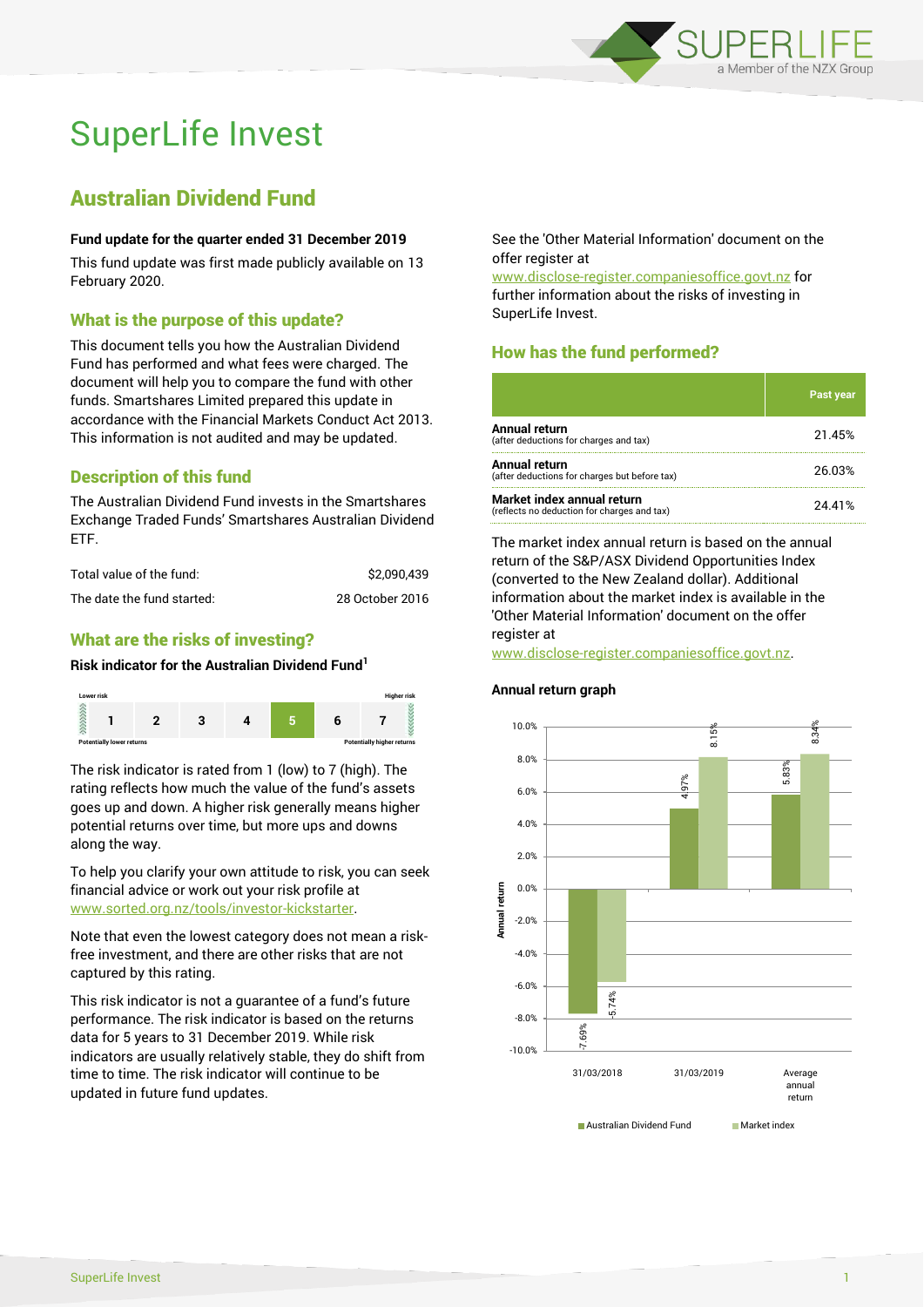# SuperLife Invest

## Australian Dividend Fund

**Fund update for the quarter ended 31 December 2019**

This fund update was first made publicly available on 13 February 2020.

### What is the purpose of this update?

This document tells you how the Australian Dividend Fund has performed and what fees were charged. The document will help you to compare the fund with other funds. Smartshares Limited prepared this update in accordance with the Financial Markets Conduct Act 2013. This information is not audited and may be updated.

### Description of this fund

The Australian Dividend Fund invests in the Smartshares Exchange Traded Funds' Smartshares Australian Dividend ETF.

| | |
|---|---|
| Total value of the fund: | $2,090,439 |
| The date the fund started: | 28 October 2016 |

### What are the risks of investing?

**Risk indicator for the Australian Dividend Fund[1]**

| Lower risk | | | | | | Higher risk |
|---|---|---|---|---|---|---|
| 1 | 2 | 3 | 4 | **5** | 6 | 7 |
| Potentially lower returns | | | | | | Potentially higher returns |

The risk indicator is rated from 1 (low) to 7 (high). The rating reflects how much the value of the fund's assets goes up and down. A higher risk generally means higher potential returns over time, but more ups and downs along the way.

To help you clarify your own attitude to risk, you can seek financial advice or work out your risk profile at www.sorted.org.nz/tools/investor-kickstarter.

Note that even the lowest category does not mean a risk-free investment, and there are other risks that are not captured by this rating.

This risk indicator is not a guarantee of a fund's future performance. The risk indicator is based on the returns data for 5 years to 31 December 2019. While risk indicators are usually relatively stable, they do shift from time to time. The risk indicator will continue to be updated in future fund updates.

See the 'Other Material Information' document on the offer register at www.disclose-register.companiesoffice.govt.nz for further information about the risks of investing in SuperLife Invest.

### How has the fund performed?

| | Past year |
|---|---|
| **Annual return** (after deductions for charges and tax) | 21.45% |
| **Annual return** (after deductions for charges but before tax) | 26.03% |
| **Market index annual return** (reflects no deduction for charges and tax) | 24.41% |

The market index annual return is based on the annual return of the S&P/ASX Dividend Opportunities Index (converted to the New Zealand dollar). Additional information about the market index is available in the 'Other Material Information' document on the offer register at www.disclose-register.companiesoffice.govt.nz.

**Annual return graph**

| | Australian Dividend Fund | Market index |
|---|---|---|
| 31/03/2018 | -7.69% | -5.74% |
| 31/03/2019 | 4.97% | 8.15% |
| Average annual return | 5.83% | 8.34% |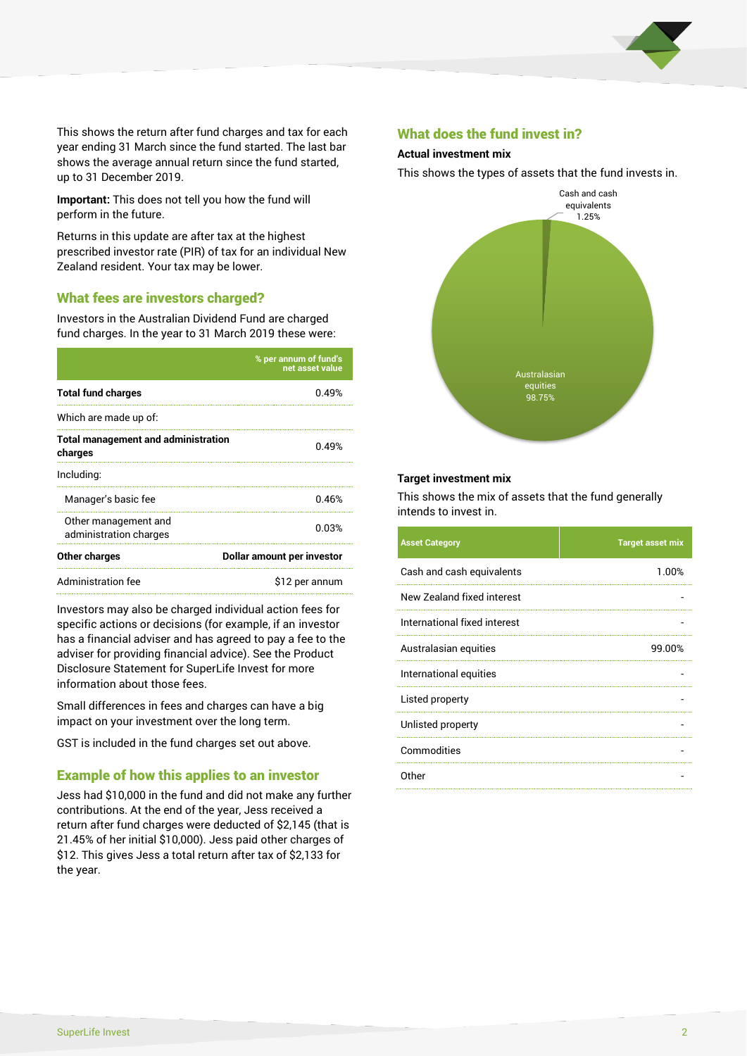This shows the return after fund charges and tax for each year ending 31 March since the fund started. The last bar shows the average annual return since the fund started, up to 31 December 2019.

**Important:** This does not tell you how the fund will perform in the future.

Returns in this update are after tax at the highest prescribed investor rate (PIR) of tax for an individual New Zealand resident. Your tax may be lower.

## What fees are investors charged?

Investors in the Australian Dividend Fund are charged fund charges. In the year to 31 March 2019 these were:

| | % per annum of fund's net asset value |
|---|---|
| **Total fund charges** | 0.49% |
| Which are made up of: | |
| **Total management and administration charges** | 0.49% |
| Including: | |
| Manager's basic fee | 0.46% |
| Other management and administration charges | 0.03% |
| **Other charges** | **Dollar amount per investor** |
| Administration fee | $12 per annum |

Investors may also be charged individual action fees for specific actions or decisions (for example, if an investor has a financial adviser and has agreed to pay a fee to the adviser for providing financial advice). See the Product Disclosure Statement for SuperLife Invest for more information about those fees.

Small differences in fees and charges can have a big impact on your investment over the long term.

GST is included in the fund charges set out above.

## Example of how this applies to an investor

Jess had $10,000 in the fund and did not make any further contributions. At the end of the year, Jess received a return after fund charges were deducted of $2,145 (that is 21.45% of her initial $10,000). Jess paid other charges of $12. This gives Jess a total return after tax of $2,133 for the year.

## What does the fund invest in?

### Actual investment mix

This shows the types of assets that the fund invests in.

Cash and cash equivalents 1.25%

Australasian equities 98.75%

### Target investment mix

This shows the mix of assets that the fund generally intends to invest in.

| Asset Category | Target asset mix |
|---|---|
| Cash and cash equivalents | 1.00% |
| New Zealand fixed interest | - |
| International fixed interest | - |
| Australasian equities | 99.00% |
| International equities | - |
| Listed property | - |
| Unlisted property | - |
| Commodities | - |
| Other | - |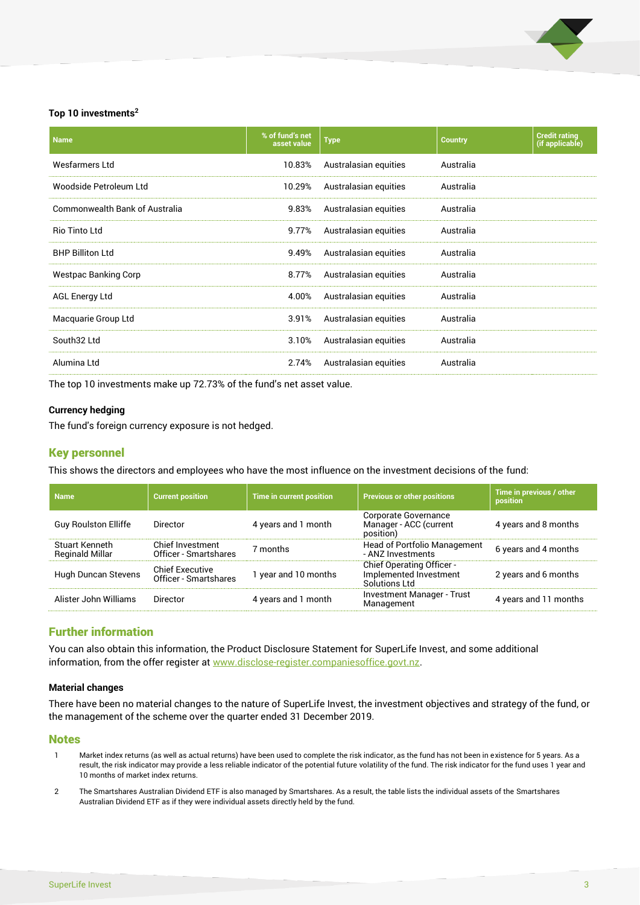### Top 10 investments[2]

| Name | % of fund's net asset value | Type | Country | Credit rating (if applicable) |
| --- | --- | --- | --- | --- |
| Wesfarmers Ltd | 10.83% | Australasian equities | Australia | |
| Woodside Petroleum Ltd | 10.29% | Australasian equities | Australia | |
| Commonwealth Bank of Australia | 9.83% | Australasian equities | Australia | |
| Rio Tinto Ltd | 9.77% | Australasian equities | Australia | |
| BHP Billiton Ltd | 9.49% | Australasian equities | Australia | |
| Westpac Banking Corp | 8.77% | Australasian equities | Australia | |
| AGL Energy Ltd | 4.00% | Australasian equities | Australia | |
| Macquarie Group Ltd | 3.91% | Australasian equities | Australia | |
| South32 Ltd | 3.10% | Australasian equities | Australia | |
| Alumina Ltd | 2.74% | Australasian equities | Australia | |

The top 10 investments make up 72.73% of the fund's net asset value.

### Currency hedging

The fund's foreign currency exposure is not hedged.

## Key personnel

This shows the directors and employees who have the most influence on the investment decisions of the fund:

| Name | Current position | Time in current position | Previous or other positions | Time in previous / other position |
| --- | --- | --- | --- | --- |
| Guy Roulston Elliffe | Director | 4 years and 1 month | Corporate Governance Manager - ACC (current position) | 4 years and 8 months |
| Stuart Kenneth Reginald Millar | Chief Investment Officer - Smartshares | 7 months | Head of Portfolio Management - ANZ Investments | 6 years and 4 months |
| Hugh Duncan Stevens | Chief Executive Officer - Smartshares | 1 year and 10 months | Chief Operating Officer - Implemented Investment Solutions Ltd | 2 years and 6 months |
| Alister John Williams | Director | 4 years and 1 month | Investment Manager - Trust Management | 4 years and 11 months |

## Further information

You can also obtain this information, the Product Disclosure Statement for SuperLife Invest, and some additional information, from the offer register at www.disclose-register.companiesoffice.govt.nz.

### Material changes

There have been no material changes to the nature of SuperLife Invest, the investment objectives and strategy of the fund, or the management of the scheme over the quarter ended 31 December 2019.

## Notes

1. Market index returns (as well as actual returns) have been used to complete the risk indicator, as the fund has not been in existence for 5 years. As a result, the risk indicator may provide a less reliable indicator of the potential future volatility of the fund. The risk indicator for the fund uses 1 year and 10 months of market index returns.

2. The Smartshares Australian Dividend ETF is also managed by Smartshares. As a result, the table lists the individual assets of the Smartshares Australian Dividend ETF as if they were individual assets directly held by the fund.